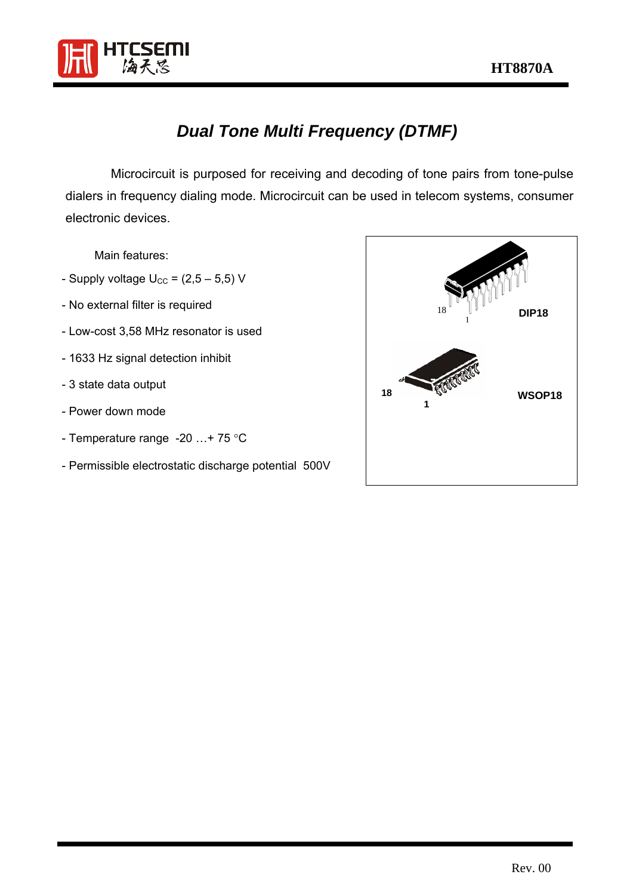# Dual Tone Multi Frequency (DTMF)

Microcircuit is purposed for receiving and decoding of tone pairs from tone-pulse dialers in frequency dialing mode. Microcircuit can be used in telecom systems, consumer electronic devices.

Main features:

- Supply voltage $U_{CC}$ = (2,5 – 5,5) V
- No external filter is required
- Low-cost 3,58 MHz resonator is used
- 1633 Hz signal detection inhibit
- 3 state data output
- Power down mode
- Temperature range -20 …+ 75 °C
- Permissible electrostatic discharge potential 500V

DIP18

WSOP18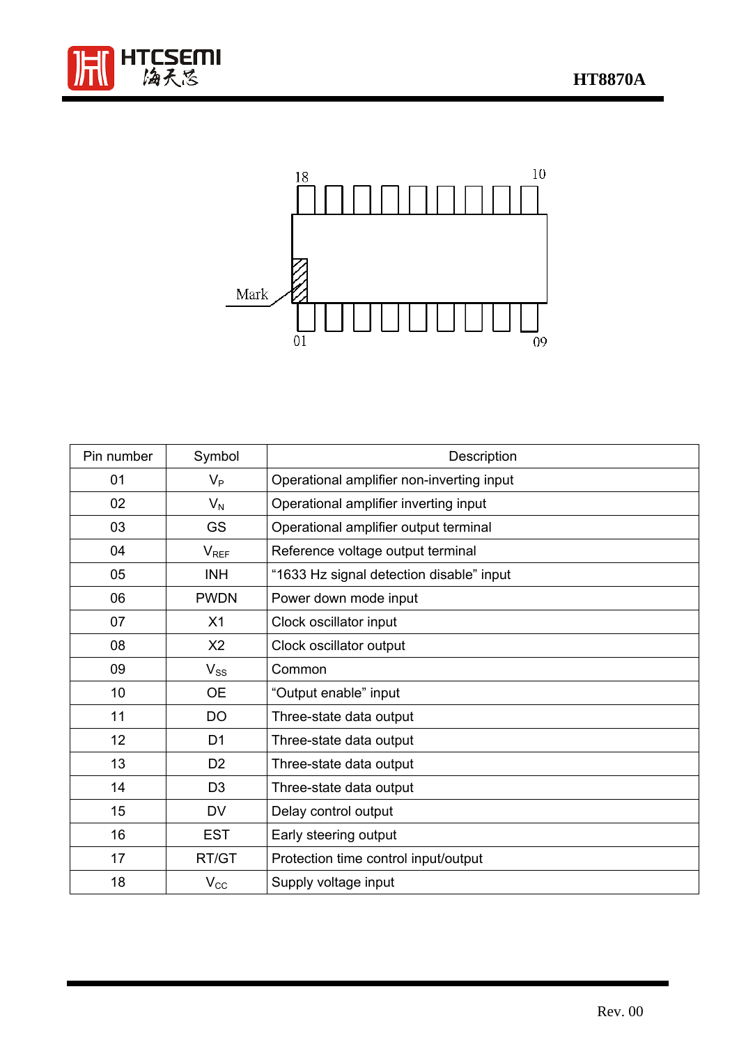| Pin number | Symbol | Description |
|---|---|---|
| 01 | $V_P$ | Operational amplifier non-inverting input |
| 02 | $V_N$ | Operational amplifier inverting input |
| 03 | GS | Operational amplifier output terminal |
| 04 | $V_{REF}$ | Reference voltage output terminal |
| 05 | INH | “1633 Hz signal detection disable” input |
| 06 | PWDN | Power down mode input |
| 07 | X1 | Clock oscillator input |
| 08 | X2 | Clock oscillator output |
| 09 | $V_{SS}$ | Common |
| 10 | OE | “Output enable” input |
| 11 | DO | Three-state data output |
| 12 | D1 | Three-state data output |
| 13 | D2 | Three-state data output |
| 14 | D3 | Three-state data output |
| 15 | DV | Delay control output |
| 16 | EST | Early steering output |
| 17 | RT/GT | Protection time control input/output |
| 18 | $V_{CC}$ | Supply voltage input |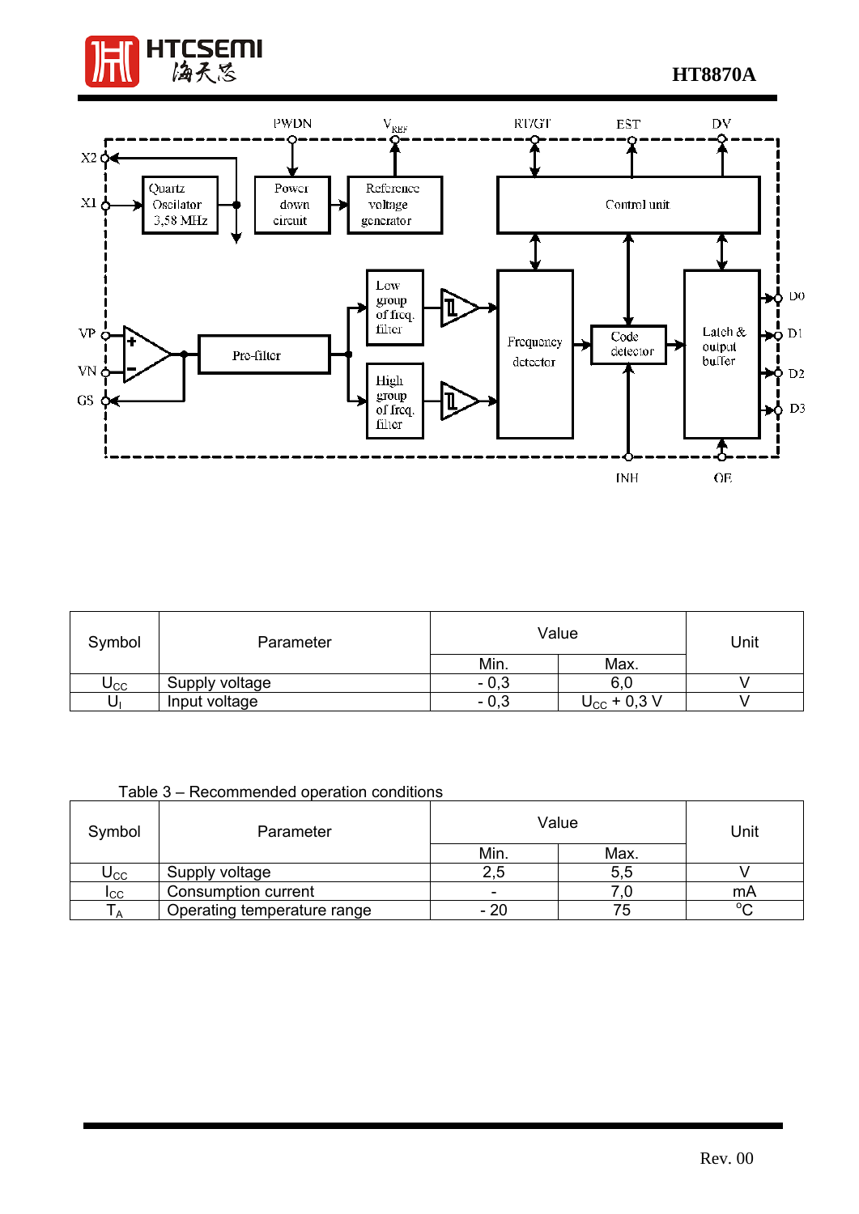| Symbol | Parameter | Value | | Unit |
|---|---|---|---|---|
| | | Min. | Max. | |
| $U_{CC}$ | Supply voltage | - 0,3 | 6,0 | V |
| $U_I$ | Input voltage | - 0,3 | $U_{CC}$ + 0,3 V | V |

Table 3 – Recommended operation conditions

| Symbol | Parameter | Value | | Unit |
|---|---|---|---|---|
| | | Min. | Max. | |
| $U_{CC}$ | Supply voltage | 2,5 | 5,5 | V |
| $I_{CC}$ | Consumption current | - | 7,0 | mA |
| $T_A$ | Operating temperature range | - 20 | 75 | °C |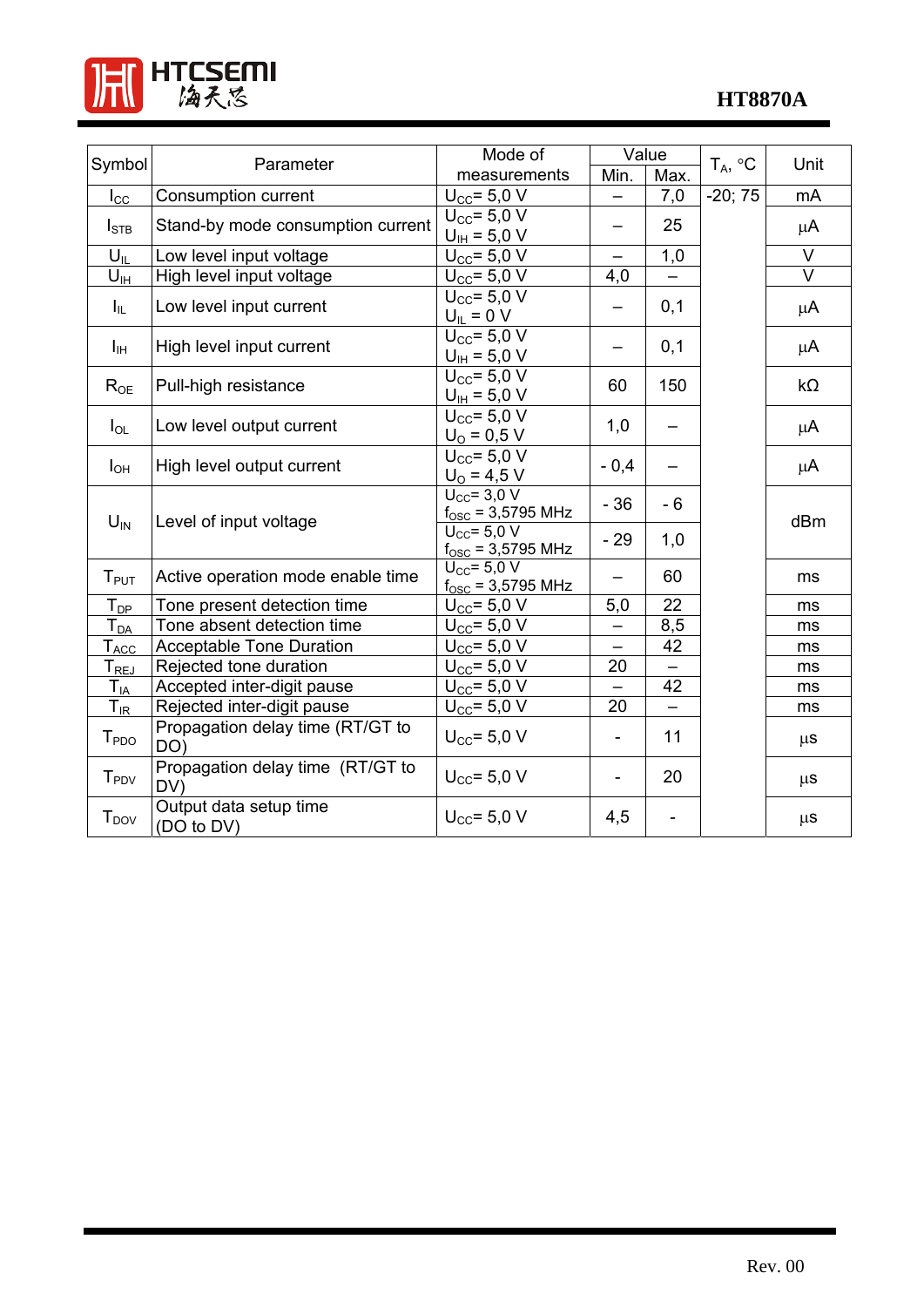| Symbol | Parameter | Mode of measurements | Value | | $T_A$, °C | Unit |
|---|---|---|---|---|---|---|
| | | | Min. | Max. | | |
| $I_{CC}$ | Consumption current | $U_{CC}$= 5,0 V | – | 7,0 | -20; 75 | mA |
| $I_{STB}$ | Stand-by mode consumption current | $U_{CC}$= 5,0 V<br>$U_{IH}$ = 5,0 V | – | 25 | | µA |
| $U_{IL}$ | Low level input voltage | $U_{CC}$= 5,0 V | – | 1,0 | | V |
| $U_{IH}$ | High level input voltage | $U_{CC}$= 5,0 V | 4,0 | – | | V |
| $I_{IL}$ | Low level input current | $U_{CC}$= 5,0 V<br>$U_{IL}$ = 0 V | – | 0,1 | | µA |
| $I_{IH}$ | High level input current | $U_{CC}$= 5,0 V<br>$U_{IH}$ = 5,0 V | – | 0,1 | | µA |
| $R_{OE}$ | Pull-high resistance | $U_{CC}$= 5,0 V<br>$U_{IH}$ = 5,0 V | 60 | 150 | | kΩ |
| $I_{OL}$ | Low level output current | $U_{CC}$= 5,0 V<br>$U_O$ = 0,5 V | 1,0 | – | | µA |
| $I_{OH}$ | High level output current | $U_{CC}$= 5,0 V<br>$U_O$ = 4,5 V | - 0,4 | – | | µA |
| $U_{IN}$ | Level of input voltage | $U_{CC}$= 3,0 V<br>$f_{OSC}$ = 3,5795 MHz | - 36 | - 6 | | dBm |
| | | $U_{CC}$= 5,0 V<br>$f_{OSC}$ = 3,5795 MHz | - 29 | 1,0 | | |
| $T_{PUT}$ | Active operation mode enable time | $U_{CC}$= 5,0 V<br>$f_{OSC}$ = 3,5795 MHz | – | 60 | | ms |
| $T_{DP}$ | Tone present detection time | $U_{CC}$= 5,0 V | 5,0 | 22 | | ms |
| $T_{DA}$ | Tone absent detection time | $U_{CC}$= 5,0 V | – | 8,5 | | ms |
| $T_{ACC}$ | Acceptable Tone Duration | $U_{CC}$= 5,0 V | – | 42 | | ms |
| $T_{REJ}$ | Rejected tone duration | $U_{CC}$= 5,0 V | 20 | – | | ms |
| $T_{IA}$ | Accepted inter-digit pause | $U_{CC}$= 5,0 V | – | 42 | | ms |
| $T_{IR}$ | Rejected inter-digit pause | $U_{CC}$= 5,0 V | 20 | – | | ms |
| $T_{PDO}$ | Propagation delay time (RT/GT to DO) | $U_{CC}$= 5,0 V | - | 11 | | µs |
| $T_{PDV}$ | Propagation delay time (RT/GT to DV) | $U_{CC}$= 5,0 V | - | 20 | | µs |
| $T_{DOV}$ | Output data setup time (DO to DV) | $U_{CC}$= 5,0 V | 4,5 | - | | µs |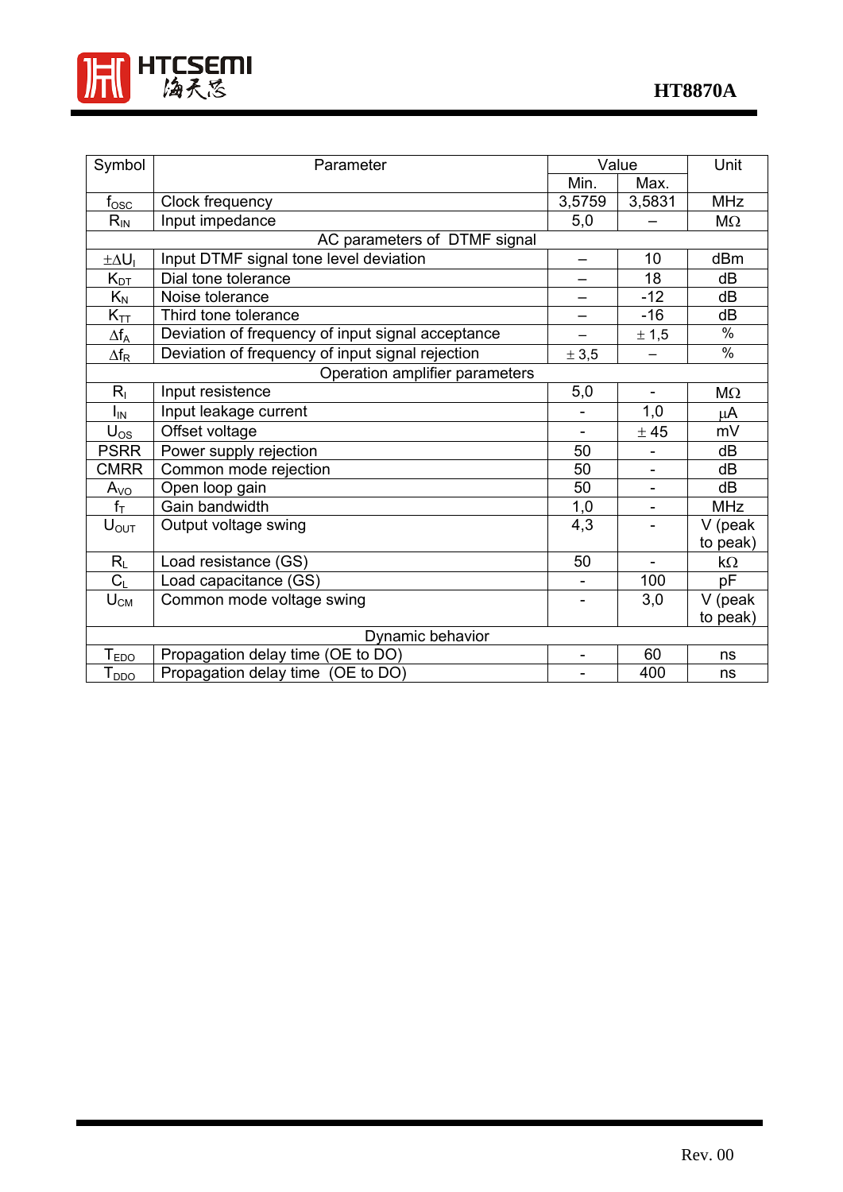| Symbol | Parameter | Value | | Unit |
|---|---|---|---|---|
| | | Min. | Max. | |
| $f_{OSC}$ | Clock frequency | 3,5759 | 3,5831 | MHz |
| $R_{IN}$ | Input impedance | 5,0 | – | MΩ |
| | AC parameters of DTMF signal | | | |
| $\pm\Delta U_I$ | Input DTMF signal tone level deviation | – | 10 | dBm |
| $K_{DT}$ | Dial tone tolerance | – | 18 | dB |
| $K_N$ | Noise tolerance | – | -12 | dB |
| $K_{TT}$ | Third tone tolerance | – | -16 | dB |
| $\Delta f_A$ | Deviation of frequency of input signal acceptance | – | ± 1,5 | % |
| $\Delta f_R$ | Deviation of frequency of input signal rejection | ± 3,5 | – | % |
| | Operation amplifier parameters | | | |
| $R_I$ | Input resistence | 5,0 | - | MΩ |
| $I_{IN}$ | Input leakage current | - | 1,0 | μA |
| $U_{OS}$ | Offset voltage | - | ± 45 | mV |
| PSRR | Power supply rejection | 50 | - | dB |
| CMRR | Common mode rejection | 50 | - | dB |
| $A_{VO}$ | Open loop gain | 50 | - | dB |
| $f_T$ | Gain bandwidth | 1,0 | - | MHz |
| $U_{OUT}$ | Output voltage swing | 4,3 | - | V (peak to peak) |
| $R_L$ | Load resistance (GS) | 50 | - | kΩ |
| $C_L$ | Load capacitance (GS) | - | 100 | pF |
| $U_{CM}$ | Common mode voltage swing | - | 3,0 | V (peak to peak) |
| | Dynamic behavior | | | |
| $T_{EDO}$ | Propagation delay time (OE to DO) | - | 60 | ns |
| $T_{DDO}$ | Propagation delay time (OE to DO) | - | 400 | ns |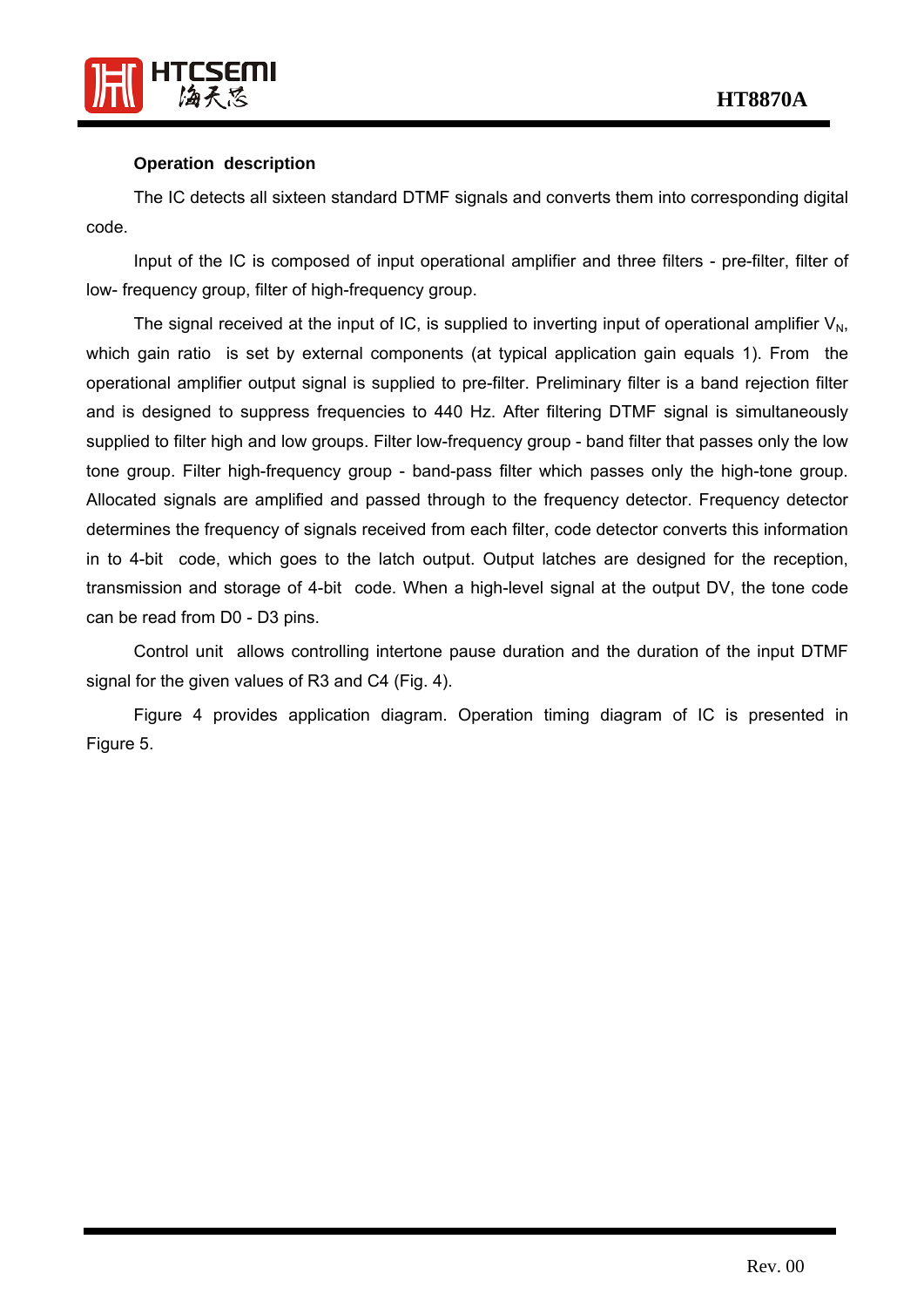### Operation description

The IC detects all sixteen standard DTMF signals and converts them into corresponding digital code.

Input of the IC is composed of input operational amplifier and three filters - pre-filter, filter of low- frequency group, filter of high-frequency group.

The signal received at the input of IC, is supplied to inverting input of operational amplifier $V_N$, which gain ratio is set by external components (at typical application gain equals 1). From the operational amplifier output signal is supplied to pre-filter. Preliminary filter is a band rejection filter and is designed to suppress frequencies to 440 Hz. After filtering DTMF signal is simultaneously supplied to filter high and low groups. Filter low-frequency group - band filter that passes only the low tone group. Filter high-frequency group - band-pass filter which passes only the high-tone group. Allocated signals are amplified and passed through to the frequency detector. Frequency detector determines the frequency of signals received from each filter, code detector converts this information in to 4-bit code, which goes to the latch output. Output latches are designed for the reception, transmission and storage of 4-bit code. When a high-level signal at the output DV, the tone code can be read from D0 - D3 pins.

Control unit allows controlling intertone pause duration and the duration of the input DTMF signal for the given values of R3 and C4 (Fig. 4).

Figure 4 provides application diagram. Operation timing diagram of IC is presented in Figure 5.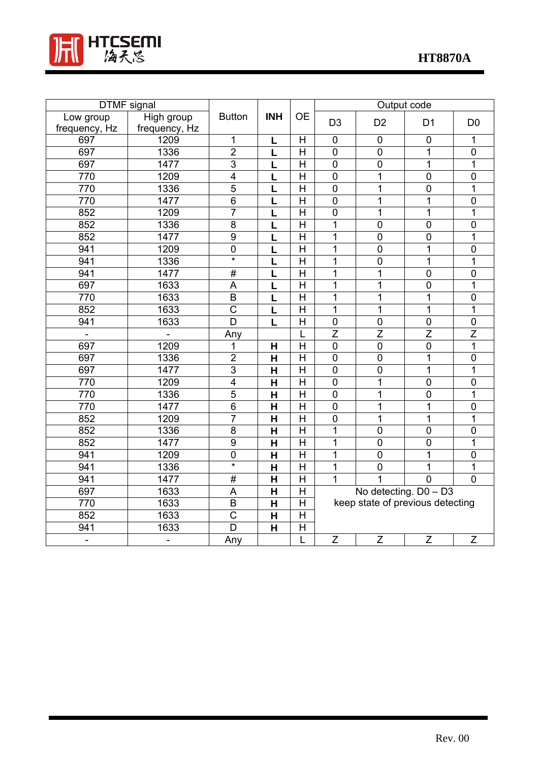| DTMF signal | | Button | INH | OE | Output code | | | |
|---|---|---|---|---|---|---|---|---|
| Low group frequency, Hz | High group frequency, Hz | | | | D3 | D2 | D1 | D0 |
| 697 | 1209 | 1 | **L** | H | 0 | 0 | 0 | 1 |
| 697 | 1336 | 2 | **L** | H | 0 | 0 | 1 | 0 |
| 697 | 1477 | 3 | **L** | H | 0 | 0 | 1 | 1 |
| 770 | 1209 | 4 | **L** | H | 0 | 1 | 0 | 0 |
| 770 | 1336 | 5 | **L** | H | 0 | 1 | 0 | 1 |
| 770 | 1477 | 6 | **L** | H | 0 | 1 | 1 | 0 |
| 852 | 1209 | 7 | **L** | H | 0 | 1 | 1 | 1 |
| 852 | 1336 | 8 | **L** | H | 1 | 0 | 0 | 0 |
| 852 | 1477 | 9 | **L** | H | 1 | 0 | 0 | 1 |
| 941 | 1209 | 0 | **L** | H | 1 | 0 | 1 | 0 |
| 941 | 1336 | * | **L** | H | 1 | 0 | 1 | 1 |
| 941 | 1477 | # | **L** | H | 1 | 1 | 0 | 0 |
| 697 | 1633 | A | **L** | H | 1 | 1 | 0 | 1 |
| 770 | 1633 | B | **L** | H | 1 | 1 | 1 | 0 |
| 852 | 1633 | C | **L** | H | 1 | 1 | 1 | 1 |
| 941 | 1633 | D | **L** | H | 0 | 0 | 0 | 0 |
| - | - | Any | | L | Z | Z | Z | Z |
| 697 | 1209 | 1 | **H** | H | 0 | 0 | 0 | 1 |
| 697 | 1336 | 2 | **H** | H | 0 | 0 | 1 | 0 |
| 697 | 1477 | 3 | **H** | H | 0 | 0 | 1 | 1 |
| 770 | 1209 | 4 | **H** | H | 0 | 1 | 0 | 0 |
| 770 | 1336 | 5 | **H** | H | 0 | 1 | 0 | 1 |
| 770 | 1477 | 6 | **H** | H | 0 | 1 | 1 | 0 |
| 852 | 1209 | 7 | **H** | H | 0 | 1 | 1 | 1 |
| 852 | 1336 | 8 | **H** | H | 1 | 0 | 0 | 0 |
| 852 | 1477 | 9 | **H** | H | 1 | 0 | 0 | 1 |
| 941 | 1209 | 0 | **H** | H | 1 | 0 | 1 | 0 |
| 941 | 1336 | * | **H** | H | 1 | 0 | 1 | 1 |
| 941 | 1477 | # | **H** | H | 1 | 1 | 0 | 0 |
| 697 | 1633 | A | **H** | H | No detecting. D0 – D3 keep state of previous detecting | | | |
| 770 | 1633 | B | **H** | H | | | | |
| 852 | 1633 | C | **H** | H | | | | |
| 941 | 1633 | D | **H** | H | | | | |
| - | - | Any | | L | Z | Z | Z | Z |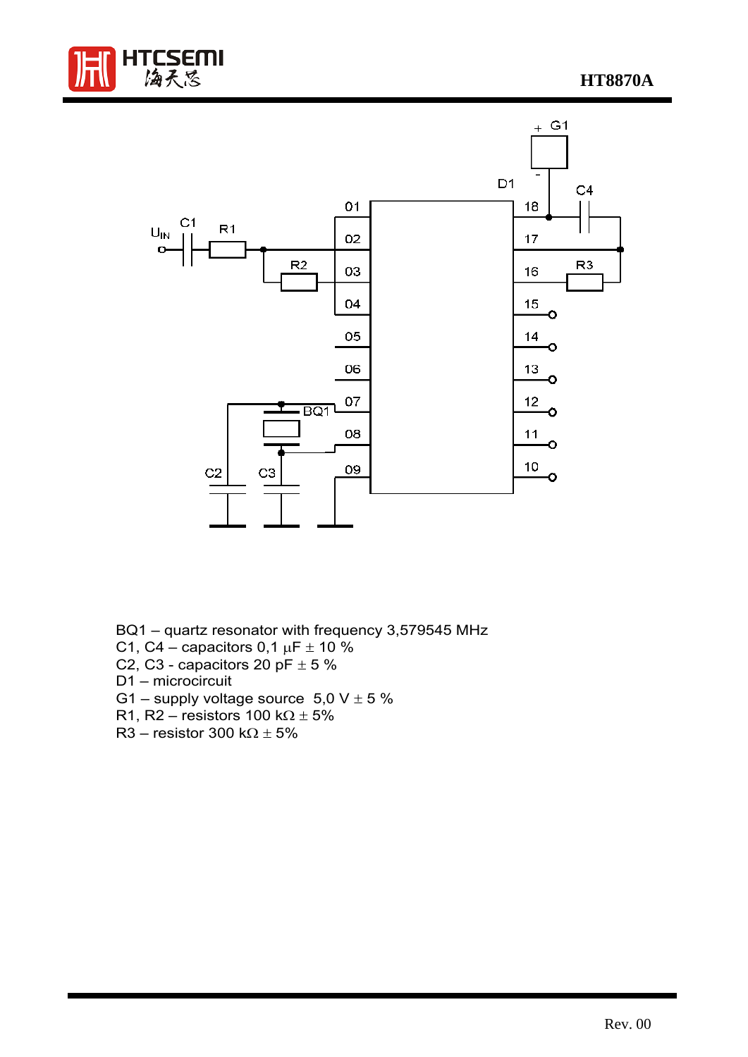BQ1 – quartz resonator with frequency 3,579545 MHz

C1, C4 – capacitors 0,1 µF ± 10 %

C2, C3 - capacitors 20 pF ± 5 %

D1 – microcircuit

G1 – supply voltage source 5,0 V ± 5 %

R1, R2 – resistors 100 kΩ ± 5%

R3 – resistor 300 kΩ ± 5%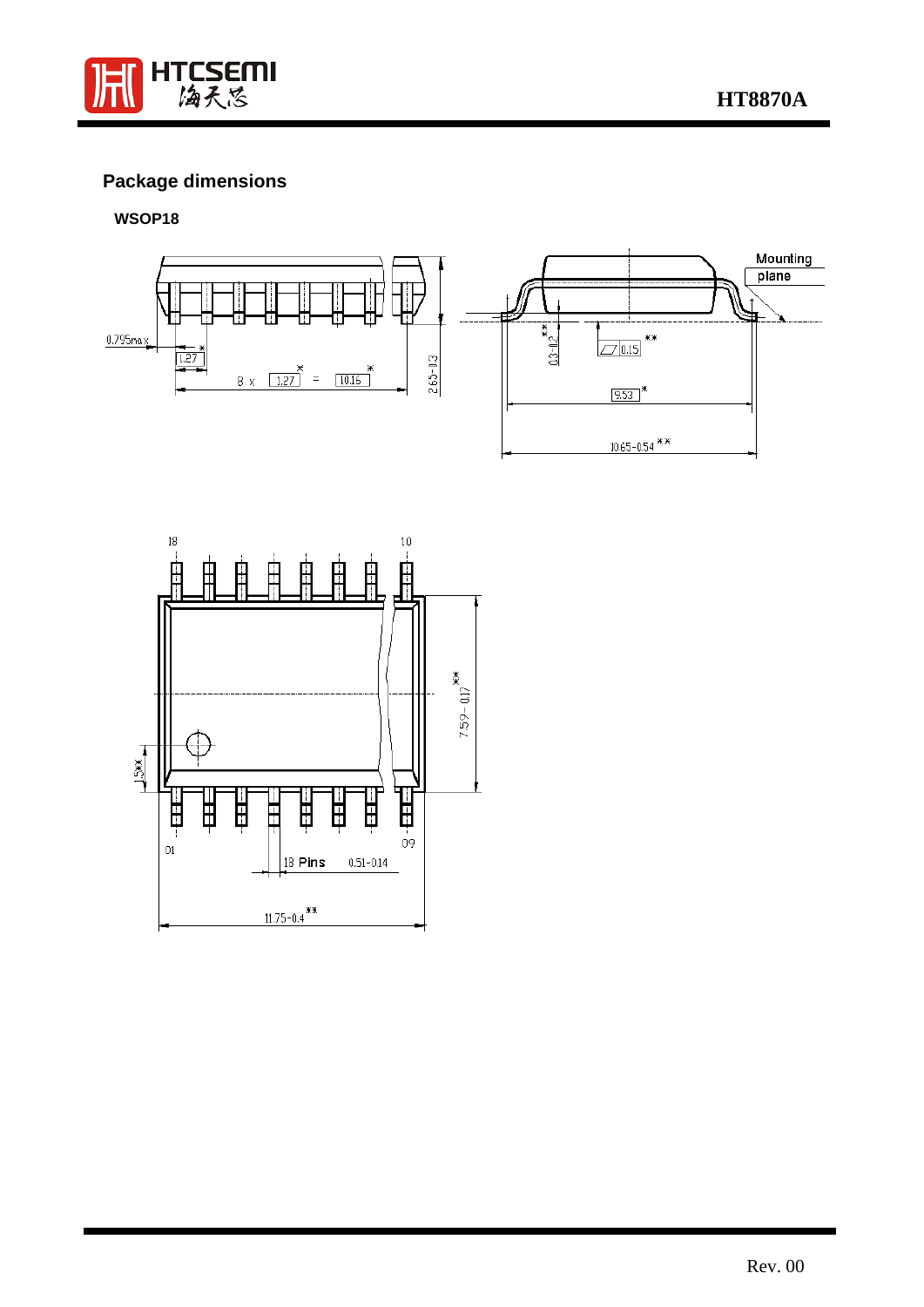## Package dimensions

**WSOP18**

0.795max

1.27

8 x 1.27 = 10.16

2.65-0.3

0.3-0.2

0.15

9.53

10.65-0.54

Mounting plane

18

10

7.59-0.17

1.5

01

09

18 Pins

0.51-0.14

11.75-0.4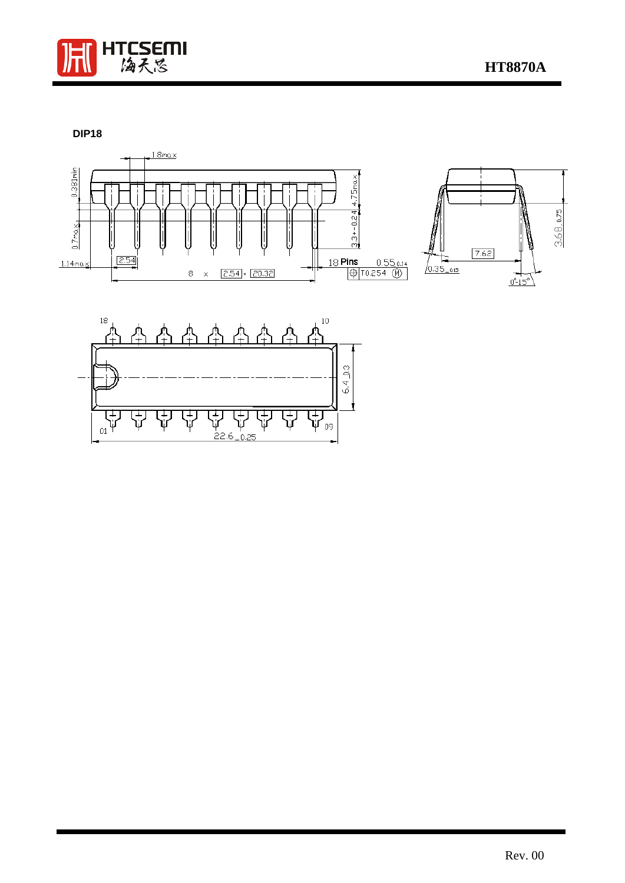**DIP18**

1.8max

0.381min

0.7max

1.14max

2.54

8 x 2.54 = 20.32

4.75max

3.3+-0.24

18 Pins

0.55 0.14

T0.254 M

7.62

0.35 0.15

3.6 8 0.75

0°-15°

18

10

01

09

6.4 0.3

22.6 0.25